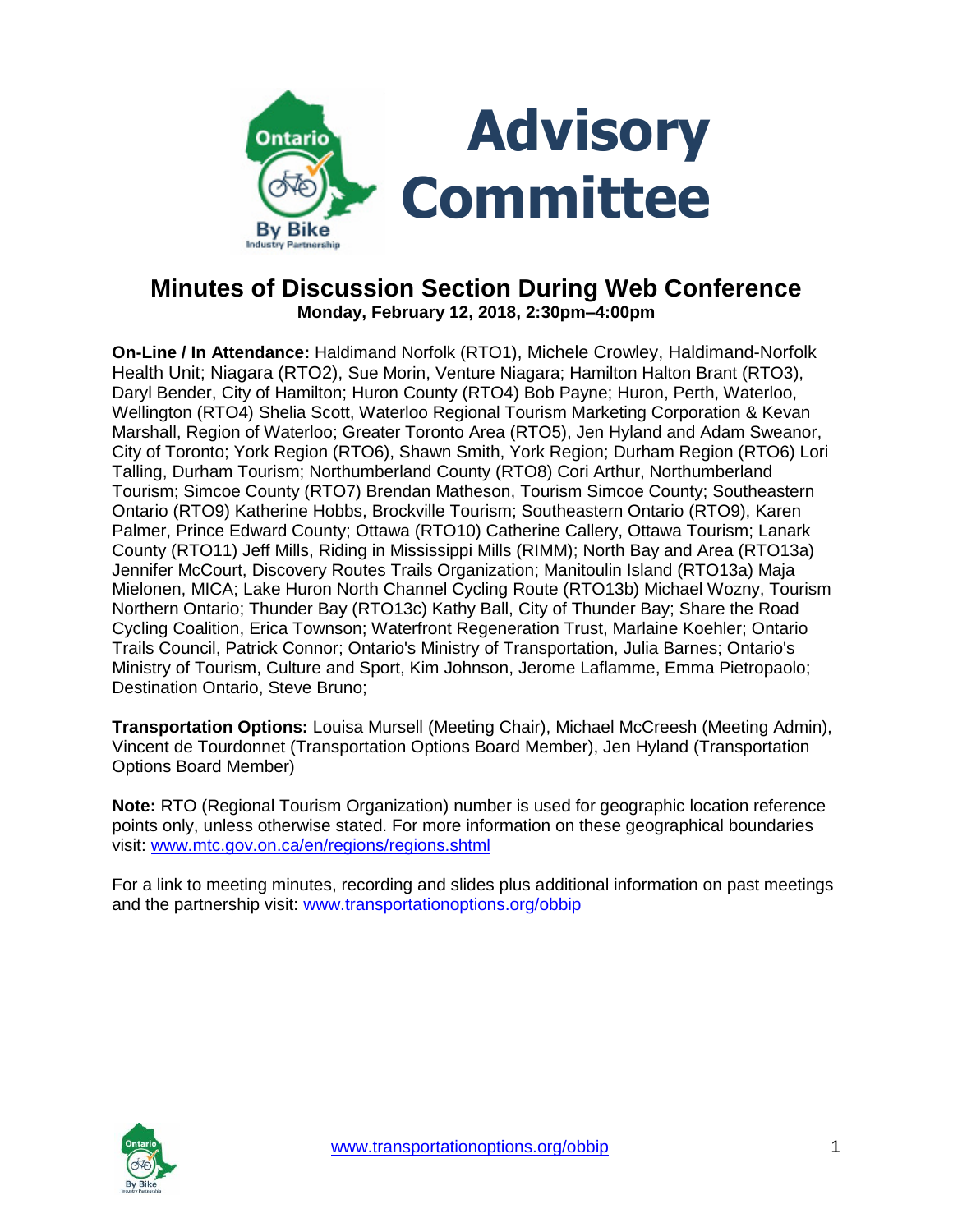# Advisory Committee

## Minutes of Discussion Section During Web Conference

**Monday, February 12, 2018, 2:30pm–4:00pm**

**On-Line / In Attendance:** Haldimand Norfolk (RTO1), Michele Crowley, Haldimand-Norfolk Health Unit; Niagara (RTO2), Sue Morin, Venture Niagara; Hamilton Halton Brant (RTO3), Daryl Bender, City of Hamilton; Huron County (RTO4) Bob Payne; Huron, Perth, Waterloo, Wellington (RTO4) Shelia Scott, Waterloo Regional Tourism Marketing Corporation & Kevan Marshall, Region of Waterloo; Greater Toronto Area (RTO5), Jen Hyland and Adam Sweanor, City of Toronto; York Region (RTO6), Shawn Smith, York Region; Durham Region (RTO6) Lori Talling, Durham Tourism; Northumberland County (RTO8) Cori Arthur, Northumberland Tourism; Simcoe County (RTO7) Brendan Matheson, Tourism Simcoe County; Southeastern Ontario (RTO9) Katherine Hobbs, Brockville Tourism; Southeastern Ontario (RTO9), Karen Palmer, Prince Edward County; Ottawa (RTO10) Catherine Callery, Ottawa Tourism; Lanark County (RTO11) Jeff Mills, Riding in Mississippi Mills (RIMM); North Bay and Area (RTO13a) Jennifer McCourt, Discovery Routes Trails Organization; Manitoulin Island (RTO13a) Maja Mielonen, MICA; Lake Huron North Channel Cycling Route (RTO13b) Michael Wozny, Tourism Northern Ontario; Thunder Bay (RTO13c) Kathy Ball, City of Thunder Bay; Share the Road Cycling Coalition, Erica Townson; Waterfront Regeneration Trust, Marlaine Koehler; Ontario Trails Council, Patrick Connor; Ontario's Ministry of Transportation, Julia Barnes; Ontario's Ministry of Tourism, Culture and Sport, Kim Johnson, Jerome Laflamme, Emma Pietropaolo; Destination Ontario, Steve Bruno;

**Transportation Options:** Louisa Mursell (Meeting Chair), Michael McCreesh (Meeting Admin), Vincent de Tourdonnet (Transportation Options Board Member), Jen Hyland (Transportation Options Board Member)

**Note:** RTO (Regional Tourism Organization) number is used for geographic location reference points only, unless otherwise stated. For more information on these geographical boundaries visit: [www.mtc.gov.on.ca/en/regions/regions.shtml](http://www.mtc.gov.on.ca/en/regions/regions.shtml)

For a link to meeting minutes, recording and slides plus additional information on past meetings and the partnership visit: [www.transportationoptions.org/obbip](http://www.transportationoptions.org/obbip)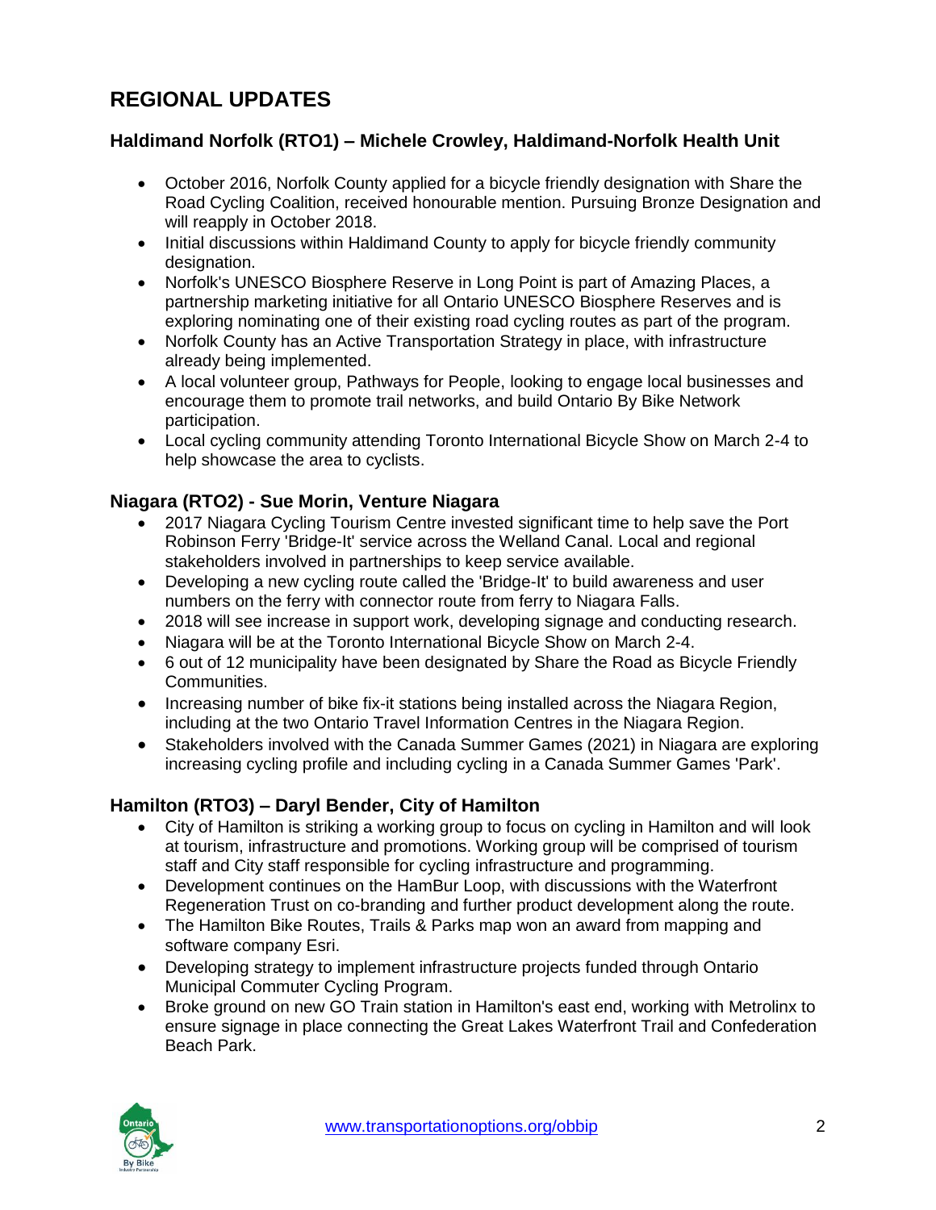# REGIONAL UPDATES

## Haldimand Norfolk (RTO1) – Michele Crowley, Haldimand-Norfolk Health Unit

- October 2016, Norfolk County applied for a bicycle friendly designation with Share the Road Cycling Coalition, received honourable mention. Pursuing Bronze Designation and will reapply in October 2018.
- Initial discussions within Haldimand County to apply for bicycle friendly community designation.
- Norfolk's UNESCO Biosphere Reserve in Long Point is part of Amazing Places, a partnership marketing initiative for all Ontario UNESCO Biosphere Reserves and is exploring nominating one of their existing road cycling routes as part of the program.
- Norfolk County has an Active Transportation Strategy in place, with infrastructure already being implemented.
- A local volunteer group, Pathways for People, looking to engage local businesses and encourage them to promote trail networks, and build Ontario By Bike Network participation.
- Local cycling community attending Toronto International Bicycle Show on March 2-4 to help showcase the area to cyclists.

## Niagara (RTO2) - Sue Morin, Venture Niagara

- 2017 Niagara Cycling Tourism Centre invested significant time to help save the Port Robinson Ferry 'Bridge-It' service across the Welland Canal. Local and regional stakeholders involved in partnerships to keep service available.
- Developing a new cycling route called the 'Bridge-It' to build awareness and user numbers on the ferry with connector route from ferry to Niagara Falls.
- 2018 will see increase in support work, developing signage and conducting research.
- Niagara will be at the Toronto International Bicycle Show on March 2-4.
- 6 out of 12 municipality have been designated by Share the Road as Bicycle Friendly Communities.
- Increasing number of bike fix-it stations being installed across the Niagara Region, including at the two Ontario Travel Information Centres in the Niagara Region.
- Stakeholders involved with the Canada Summer Games (2021) in Niagara are exploring increasing cycling profile and including cycling in a Canada Summer Games 'Park'.

## Hamilton (RTO3) – Daryl Bender, City of Hamilton

- City of Hamilton is striking a working group to focus on cycling in Hamilton and will look at tourism, infrastructure and promotions. Working group will be comprised of tourism staff and City staff responsible for cycling infrastructure and programming.
- Development continues on the HamBur Loop, with discussions with the Waterfront Regeneration Trust on co-branding and further product development along the route.
- The Hamilton Bike Routes, Trails & Parks map won an award from mapping and software company Esri.
- Developing strategy to implement infrastructure projects funded through Ontario Municipal Commuter Cycling Program.
- Broke ground on new GO Train station in Hamilton's east end, working with Metrolinx to ensure signage in place connecting the Great Lakes Waterfront Trail and Confederation Beach Park.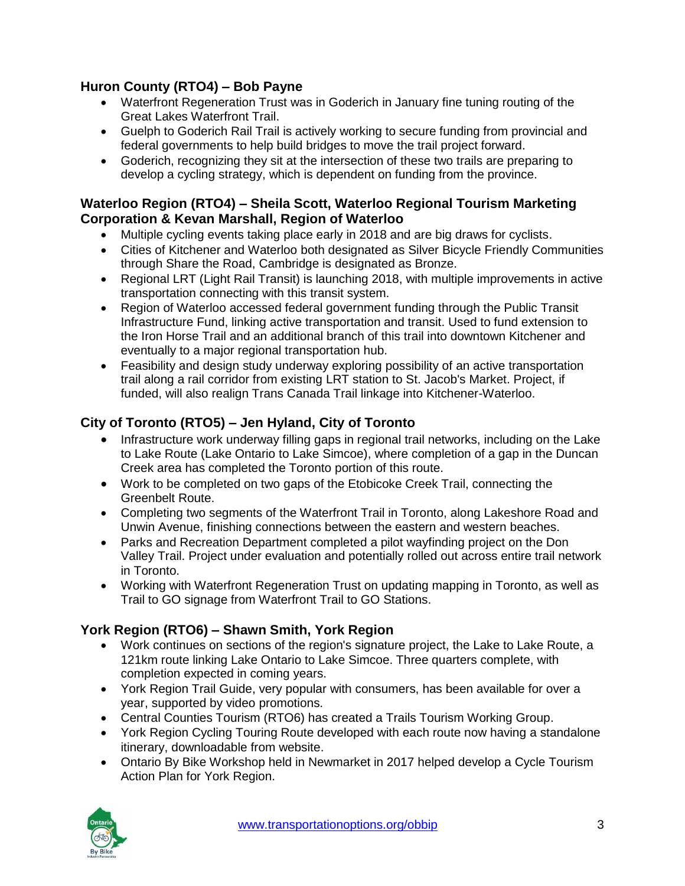### Huron County (RTO4) – Bob Payne

- Waterfront Regeneration Trust was in Goderich in January fine tuning routing of the Great Lakes Waterfront Trail.
- Guelph to Goderich Rail Trail is actively working to secure funding from provincial and federal governments to help build bridges to move the trail project forward.
- Goderich, recognizing they sit at the intersection of these two trails are preparing to develop a cycling strategy, which is dependent on funding from the province.

### Waterloo Region (RTO4) – Sheila Scott, Waterloo Regional Tourism Marketing Corporation & Kevan Marshall, Region of Waterloo

- Multiple cycling events taking place early in 2018 and are big draws for cyclists.
- Cities of Kitchener and Waterloo both designated as Silver Bicycle Friendly Communities through Share the Road, Cambridge is designated as Bronze.
- Regional LRT (Light Rail Transit) is launching 2018, with multiple improvements in active transportation connecting with this transit system.
- Region of Waterloo accessed federal government funding through the Public Transit Infrastructure Fund, linking active transportation and transit. Used to fund extension to the Iron Horse Trail and an additional branch of this trail into downtown Kitchener and eventually to a major regional transportation hub.
- Feasibility and design study underway exploring possibility of an active transportation trail along a rail corridor from existing LRT station to St. Jacob's Market. Project, if funded, will also realign Trans Canada Trail linkage into Kitchener-Waterloo.

### City of Toronto (RTO5) – Jen Hyland, City of Toronto

- Infrastructure work underway filling gaps in regional trail networks, including on the Lake to Lake Route (Lake Ontario to Lake Simcoe), where completion of a gap in the Duncan Creek area has completed the Toronto portion of this route.
- Work to be completed on two gaps of the Etobicoke Creek Trail, connecting the Greenbelt Route.
- Completing two segments of the Waterfront Trail in Toronto, along Lakeshore Road and Unwin Avenue, finishing connections between the eastern and western beaches.
- Parks and Recreation Department completed a pilot wayfinding project on the Don Valley Trail. Project under evaluation and potentially rolled out across entire trail network in Toronto.
- Working with Waterfront Regeneration Trust on updating mapping in Toronto, as well as Trail to GO signage from Waterfront Trail to GO Stations.

### York Region (RTO6) – Shawn Smith, York Region

- Work continues on sections of the region's signature project, the Lake to Lake Route, a 121km route linking Lake Ontario to Lake Simcoe. Three quarters complete, with completion expected in coming years.
- York Region Trail Guide, very popular with consumers, has been available for over a year, supported by video promotions.
- Central Counties Tourism (RTO6) has created a Trails Tourism Working Group.
- York Region Cycling Touring Route developed with each route now having a standalone itinerary, downloadable from website.
- Ontario By Bike Workshop held in Newmarket in 2017 helped develop a Cycle Tourism Action Plan for York Region.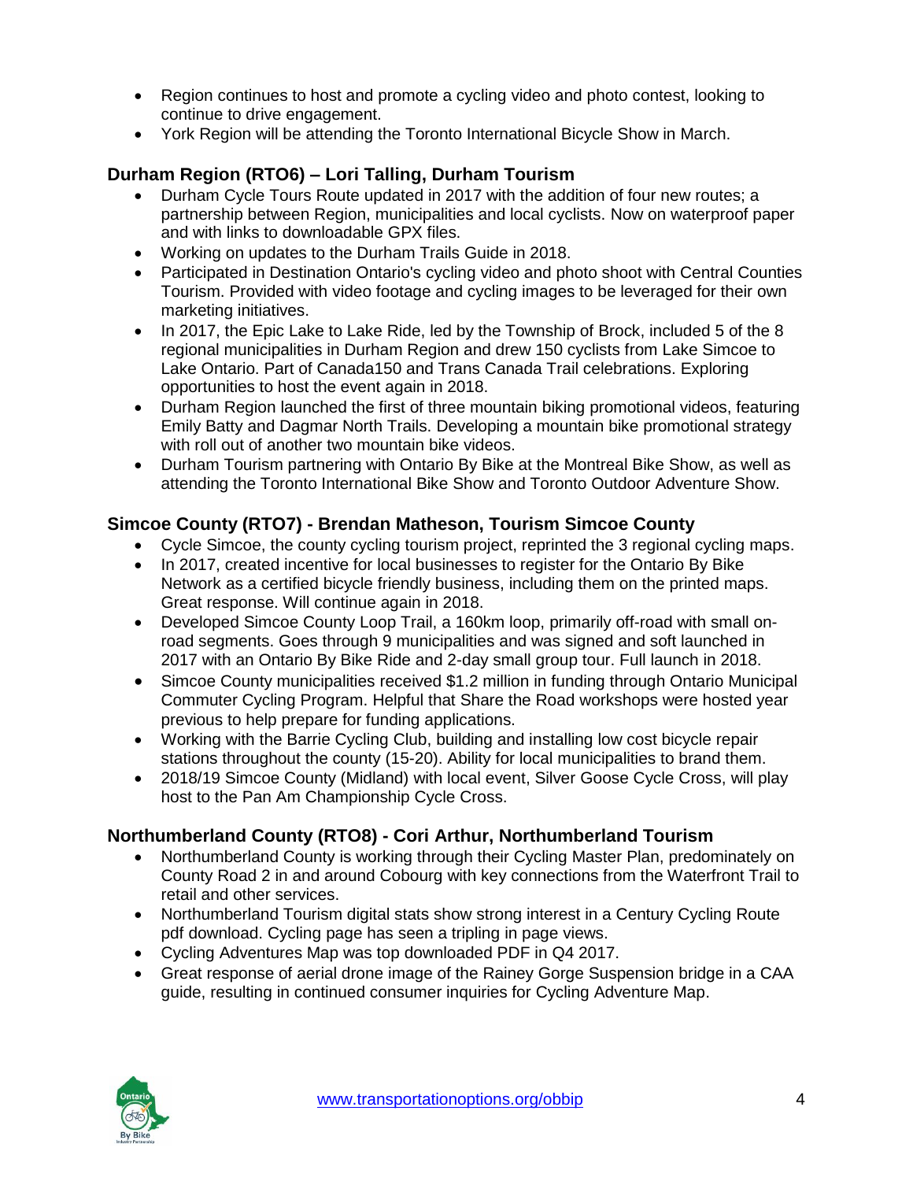- Region continues to host and promote a cycling video and photo contest, looking to continue to drive engagement.
- York Region will be attending the Toronto International Bicycle Show in March.

### Durham Region (RTO6) – Lori Talling, Durham Tourism

- Durham Cycle Tours Route updated in 2017 with the addition of four new routes; a partnership between Region, municipalities and local cyclists. Now on waterproof paper and with links to downloadable GPX files.
- Working on updates to the Durham Trails Guide in 2018.
- Participated in Destination Ontario's cycling video and photo shoot with Central Counties Tourism. Provided with video footage and cycling images to be leveraged for their own marketing initiatives.
- In 2017, the Epic Lake to Lake Ride, led by the Township of Brock, included 5 of the 8 regional municipalities in Durham Region and drew 150 cyclists from Lake Simcoe to Lake Ontario. Part of Canada150 and Trans Canada Trail celebrations. Exploring opportunities to host the event again in 2018.
- Durham Region launched the first of three mountain biking promotional videos, featuring Emily Batty and Dagmar North Trails. Developing a mountain bike promotional strategy with roll out of another two mountain bike videos.
- Durham Tourism partnering with Ontario By Bike at the Montreal Bike Show, as well as attending the Toronto International Bike Show and Toronto Outdoor Adventure Show.

### Simcoe County (RTO7) - Brendan Matheson, Tourism Simcoe County

- Cycle Simcoe, the county cycling tourism project, reprinted the 3 regional cycling maps.
- In 2017, created incentive for local businesses to register for the Ontario By Bike Network as a certified bicycle friendly business, including them on the printed maps. Great response. Will continue again in 2018.
- Developed Simcoe County Loop Trail, a 160km loop, primarily off-road with small on-road segments. Goes through 9 municipalities and was signed and soft launched in 2017 with an Ontario By Bike Ride and 2-day small group tour. Full launch in 2018.
- Simcoe County municipalities received $1.2 million in funding through Ontario Municipal Commuter Cycling Program. Helpful that Share the Road workshops were hosted year previous to help prepare for funding applications.
- Working with the Barrie Cycling Club, building and installing low cost bicycle repair stations throughout the county (15-20). Ability for local municipalities to brand them.
- 2018/19 Simcoe County (Midland) with local event, Silver Goose Cycle Cross, will play host to the Pan Am Championship Cycle Cross.

### Northumberland County (RTO8) - Cori Arthur, Northumberland Tourism

- Northumberland County is working through their Cycling Master Plan, predominately on County Road 2 in and around Cobourg with key connections from the Waterfront Trail to retail and other services.
- Northumberland Tourism digital stats show strong interest in a Century Cycling Route pdf download. Cycling page has seen a tripling in page views.
- Cycling Adventures Map was top downloaded PDF in Q4 2017.
- Great response of aerial drone image of the Rainey Gorge Suspension bridge in a CAA guide, resulting in continued consumer inquiries for Cycling Adventure Map.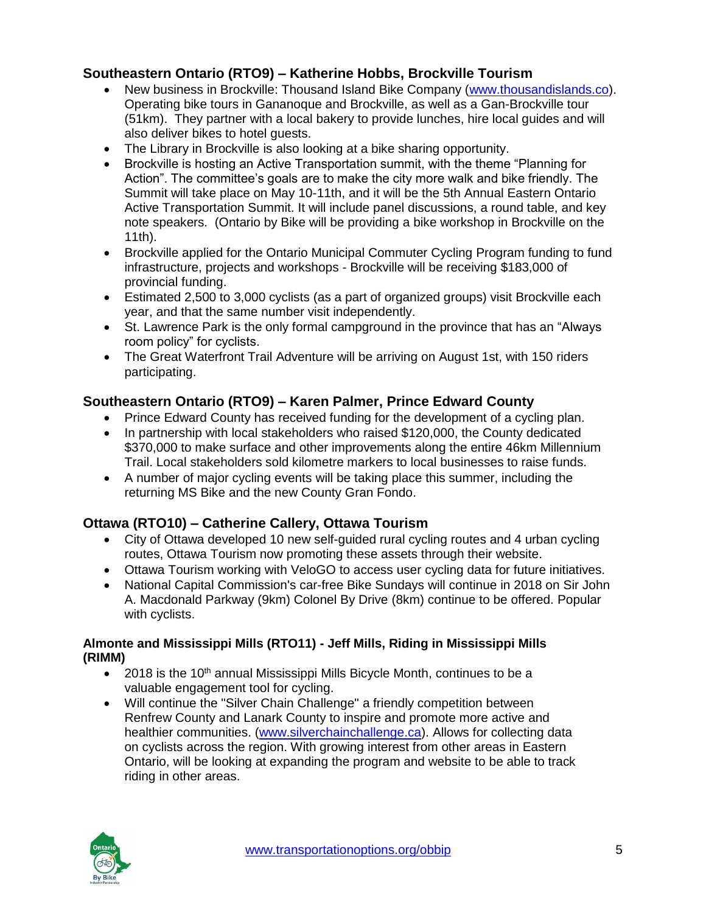### Southeastern Ontario (RTO9) – Katherine Hobbs, Brockville Tourism

- New business in Brockville: Thousand Island Bike Company (www.thousandislands.co). Operating bike tours in Gananoque and Brockville, as well as a Gan-Brockville tour (51km). They partner with a local bakery to provide lunches, hire local guides and will also deliver bikes to hotel guests.
- The Library in Brockville is also looking at a bike sharing opportunity.
- Brockville is hosting an Active Transportation summit, with the theme "Planning for Action". The committee's goals are to make the city more walk and bike friendly. The Summit will take place on May 10-11th, and it will be the 5th Annual Eastern Ontario Active Transportation Summit. It will include panel discussions, a round table, and key note speakers. (Ontario by Bike will be providing a bike workshop in Brockville on the 11th).
- Brockville applied for the Ontario Municipal Commuter Cycling Program funding to fund infrastructure, projects and workshops - Brockville will be receiving $183,000 of provincial funding.
- Estimated 2,500 to 3,000 cyclists (as a part of organized groups) visit Brockville each year, and that the same number visit independently.
- St. Lawrence Park is the only formal campground in the province that has an "Always room policy" for cyclists.
- The Great Waterfront Trail Adventure will be arriving on August 1st, with 150 riders participating.

### Southeastern Ontario (RTO9) – Karen Palmer, Prince Edward County

- Prince Edward County has received funding for the development of a cycling plan.
- In partnership with local stakeholders who raised $120,000, the County dedicated $370,000 to make surface and other improvements along the entire 46km Millennium Trail. Local stakeholders sold kilometre markers to local businesses to raise funds.
- A number of major cycling events will be taking place this summer, including the returning MS Bike and the new County Gran Fondo.

### Ottawa (RTO10) – Catherine Callery, Ottawa Tourism

- City of Ottawa developed 10 new self-guided rural cycling routes and 4 urban cycling routes, Ottawa Tourism now promoting these assets through their website.
- Ottawa Tourism working with VeloGO to access user cycling data for future initiatives.
- National Capital Commission's car-free Bike Sundays will continue in 2018 on Sir John A. Macdonald Parkway (9km) Colonel By Drive (8km) continue to be offered. Popular with cyclists.

#### Almonte and Mississippi Mills (RTO11) - Jeff Mills, Riding in Mississippi Mills (RIMM)

- 2018 is the 10th annual Mississippi Mills Bicycle Month, continues to be a valuable engagement tool for cycling.
- Will continue the "Silver Chain Challenge" a friendly competition between Renfrew County and Lanark County to inspire and promote more active and healthier communities. (www.silverchainchallenge.ca). Allows for collecting data on cyclists across the region. With growing interest from other areas in Eastern Ontario, will be looking at expanding the program and website to be able to track riding in other areas.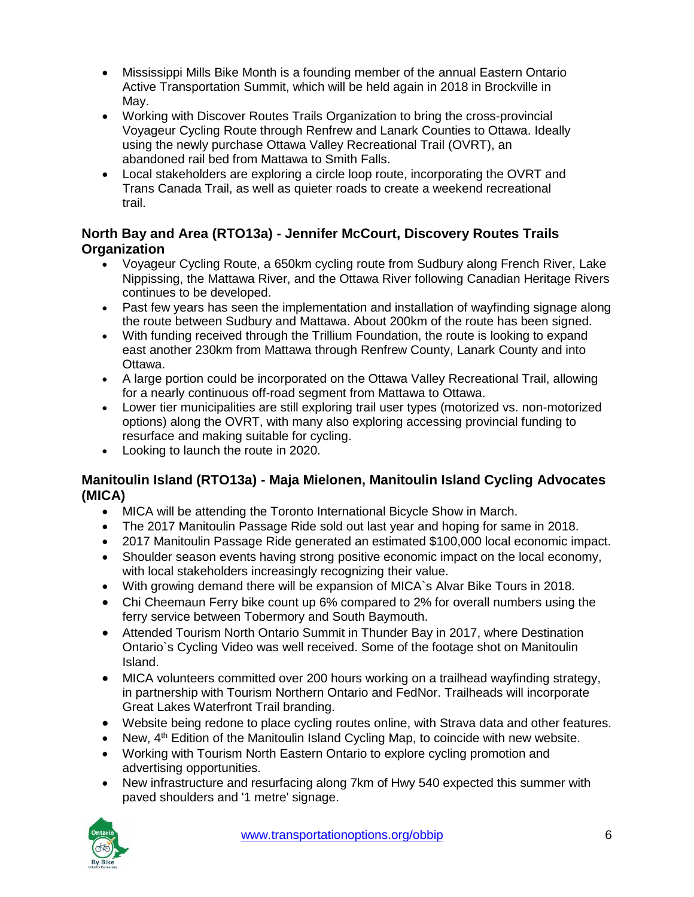- Mississippi Mills Bike Month is a founding member of the annual Eastern Ontario Active Transportation Summit, which will be held again in 2018 in Brockville in May.
- Working with Discover Routes Trails Organization to bring the cross-provincial Voyageur Cycling Route through Renfrew and Lanark Counties to Ottawa. Ideally using the newly purchase Ottawa Valley Recreational Trail (OVRT), an abandoned rail bed from Mattawa to Smith Falls.
- Local stakeholders are exploring a circle loop route, incorporating the OVRT and Trans Canada Trail, as well as quieter roads to create a weekend recreational trail.

### North Bay and Area (RTO13a) - Jennifer McCourt, Discovery Routes Trails Organization

- Voyageur Cycling Route, a 650km cycling route from Sudbury along French River, Lake Nippissing, the Mattawa River, and the Ottawa River following Canadian Heritage Rivers continues to be developed.
- Past few years has seen the implementation and installation of wayfinding signage along the route between Sudbury and Mattawa. About 200km of the route has been signed.
- With funding received through the Trillium Foundation, the route is looking to expand east another 230km from Mattawa through Renfrew County, Lanark County and into Ottawa.
- A large portion could be incorporated on the Ottawa Valley Recreational Trail, allowing for a nearly continuous off-road segment from Mattawa to Ottawa.
- Lower tier municipalities are still exploring trail user types (motorized vs. non-motorized options) along the OVRT, with many also exploring accessing provincial funding to resurface and making suitable for cycling.
- Looking to launch the route in 2020.

### Manitoulin Island (RTO13a) - Maja Mielonen, Manitoulin Island Cycling Advocates (MICA)

- MICA will be attending the Toronto International Bicycle Show in March.
- The 2017 Manitoulin Passage Ride sold out last year and hoping for same in 2018.
- 2017 Manitoulin Passage Ride generated an estimated $100,000 local economic impact.
- Shoulder season events having strong positive economic impact on the local economy, with local stakeholders increasingly recognizing their value.
- With growing demand there will be expansion of MICA`s Alvar Bike Tours in 2018.
- Chi Cheemaun Ferry bike count up 6% compared to 2% for overall numbers using the ferry service between Tobermory and South Baymouth.
- Attended Tourism North Ontario Summit in Thunder Bay in 2017, where Destination Ontario`s Cycling Video was well received. Some of the footage shot on Manitoulin Island.
- MICA volunteers committed over 200 hours working on a trailhead wayfinding strategy, in partnership with Tourism Northern Ontario and FedNor. Trailheads will incorporate Great Lakes Waterfront Trail branding.
- Website being redone to place cycling routes online, with Strava data and other features.
- New, 4th Edition of the Manitoulin Island Cycling Map, to coincide with new website.
- Working with Tourism North Eastern Ontario to explore cycling promotion and advertising opportunities.
- New infrastructure and resurfacing along 7km of Hwy 540 expected this summer with paved shoulders and '1 metre' signage.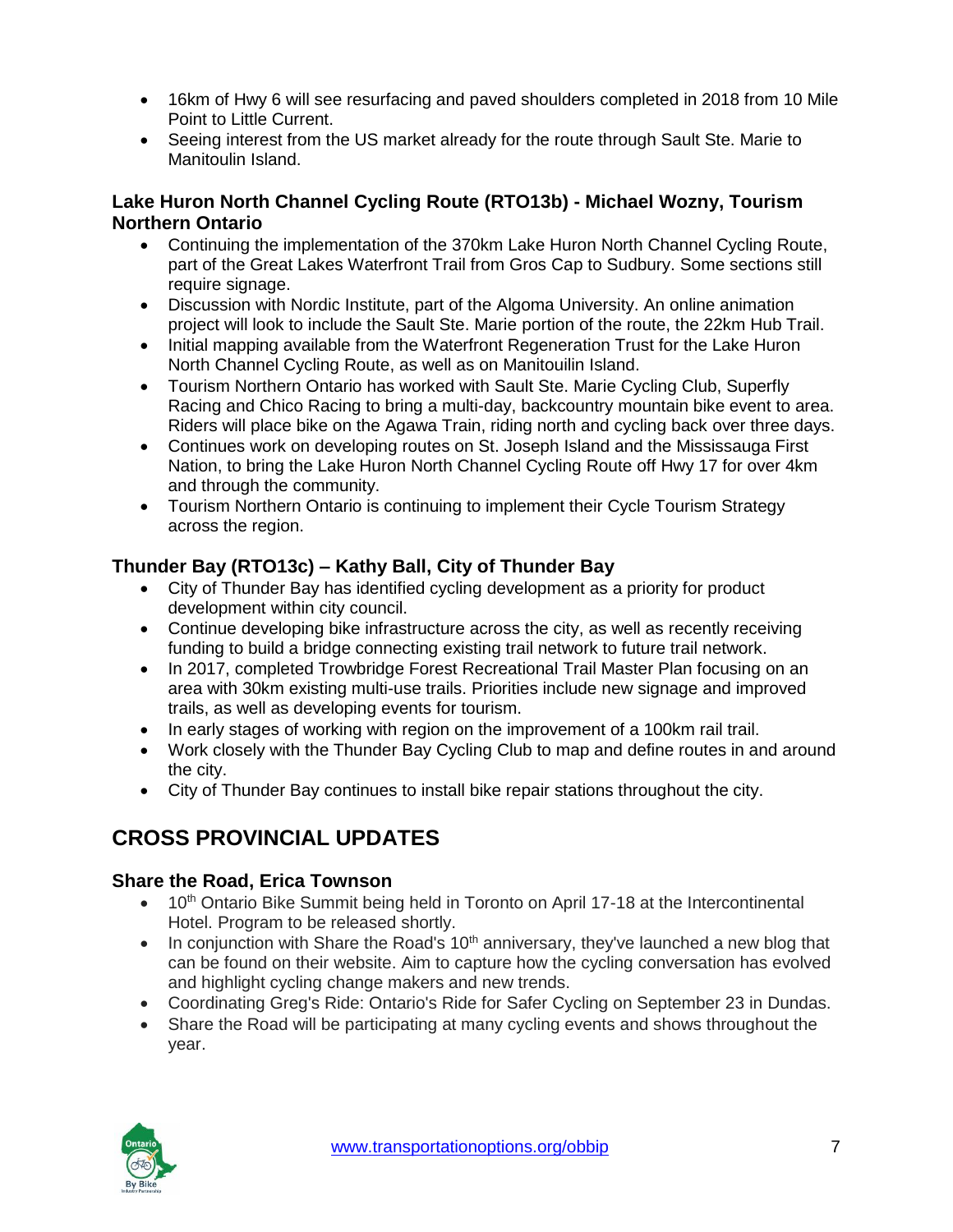- 16km of Hwy 6 will see resurfacing and paved shoulders completed in 2018 from 10 Mile Point to Little Current.
- Seeing interest from the US market already for the route through Sault Ste. Marie to Manitoulin Island.

### Lake Huron North Channel Cycling Route (RTO13b) - Michael Wozny, Tourism Northern Ontario

- Continuing the implementation of the 370km Lake Huron North Channel Cycling Route, part of the Great Lakes Waterfront Trail from Gros Cap to Sudbury. Some sections still require signage.
- Discussion with Nordic Institute, part of the Algoma University. An online animation project will look to include the Sault Ste. Marie portion of the route, the 22km Hub Trail.
- Initial mapping available from the Waterfront Regeneration Trust for the Lake Huron North Channel Cycling Route, as well as on Manitouilin Island.
- Tourism Northern Ontario has worked with Sault Ste. Marie Cycling Club, Superfly Racing and Chico Racing to bring a multi-day, backcountry mountain bike event to area. Riders will place bike on the Agawa Train, riding north and cycling back over three days.
- Continues work on developing routes on St. Joseph Island and the Mississauga First Nation, to bring the Lake Huron North Channel Cycling Route off Hwy 17 for over 4km and through the community.
- Tourism Northern Ontario is continuing to implement their Cycle Tourism Strategy across the region.

### Thunder Bay (RTO13c) – Kathy Ball, City of Thunder Bay

- City of Thunder Bay has identified cycling development as a priority for product development within city council.
- Continue developing bike infrastructure across the city, as well as recently receiving funding to build a bridge connecting existing trail network to future trail network.
- In 2017, completed Trowbridge Forest Recreational Trail Master Plan focusing on an area with 30km existing multi-use trails. Priorities include new signage and improved trails, as well as developing events for tourism.
- In early stages of working with region on the improvement of a 100km rail trail.
- Work closely with the Thunder Bay Cycling Club to map and define routes in and around the city.
- City of Thunder Bay continues to install bike repair stations throughout the city.

## CROSS PROVINCIAL UPDATES

### Share the Road, Erica Townson

- 10th Ontario Bike Summit being held in Toronto on April 17-18 at the Intercontinental Hotel. Program to be released shortly.
- In conjunction with Share the Road's 10th anniversary, they've launched a new blog that can be found on their website. Aim to capture how the cycling conversation has evolved and highlight cycling change makers and new trends.
- Coordinating Greg's Ride: Ontario's Ride for Safer Cycling on September 23 in Dundas.
- Share the Road will be participating at many cycling events and shows throughout the year.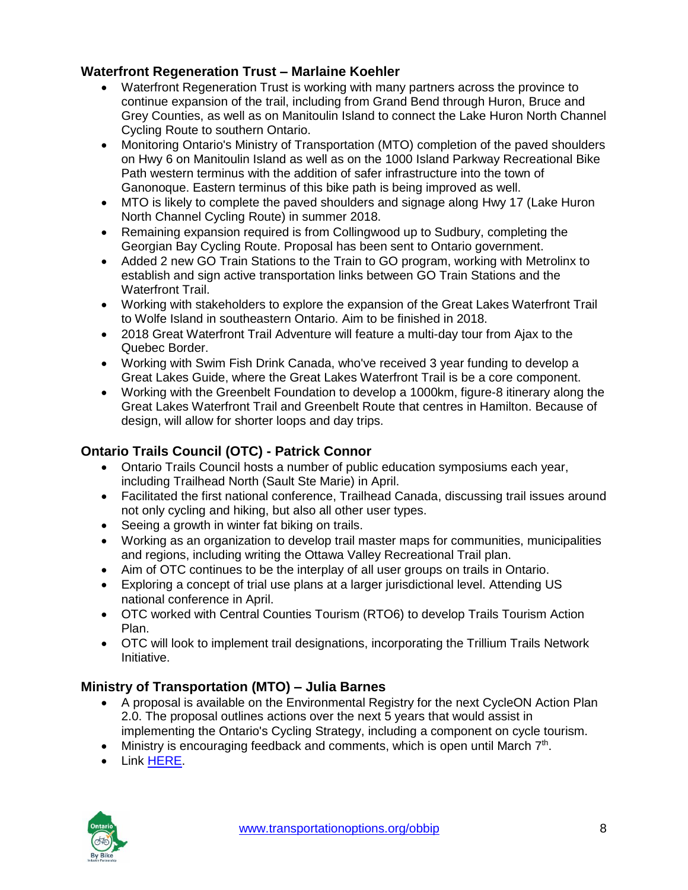### Waterfront Regeneration Trust – Marlaine Koehler

- Waterfront Regeneration Trust is working with many partners across the province to continue expansion of the trail, including from Grand Bend through Huron, Bruce and Grey Counties, as well as on Manitoulin Island to connect the Lake Huron North Channel Cycling Route to southern Ontario.
- Monitoring Ontario's Ministry of Transportation (MTO) completion of the paved shoulders on Hwy 6 on Manitoulin Island as well as on the 1000 Island Parkway Recreational Bike Path western terminus with the addition of safer infrastructure into the town of Ganonoque. Eastern terminus of this bike path is being improved as well.
- MTO is likely to complete the paved shoulders and signage along Hwy 17 (Lake Huron North Channel Cycling Route) in summer 2018.
- Remaining expansion required is from Collingwood up to Sudbury, completing the Georgian Bay Cycling Route. Proposal has been sent to Ontario government.
- Added 2 new GO Train Stations to the Train to GO program, working with Metrolinx to establish and sign active transportation links between GO Train Stations and the Waterfront Trail.
- Working with stakeholders to explore the expansion of the Great Lakes Waterfront Trail to Wolfe Island in southeastern Ontario. Aim to be finished in 2018.
- 2018 Great Waterfront Trail Adventure will feature a multi-day tour from Ajax to the Quebec Border.
- Working with Swim Fish Drink Canada, who've received 3 year funding to develop a Great Lakes Guide, where the Great Lakes Waterfront Trail is be a core component.
- Working with the Greenbelt Foundation to develop a 1000km, figure-8 itinerary along the Great Lakes Waterfront Trail and Greenbelt Route that centres in Hamilton. Because of design, will allow for shorter loops and day trips.

### Ontario Trails Council (OTC) - Patrick Connor

- Ontario Trails Council hosts a number of public education symposiums each year, including Trailhead North (Sault Ste Marie) in April.
- Facilitated the first national conference, Trailhead Canada, discussing trail issues around not only cycling and hiking, but also all other user types.
- Seeing a growth in winter fat biking on trails.
- Working as an organization to develop trail master maps for communities, municipalities and regions, including writing the Ottawa Valley Recreational Trail plan.
- Aim of OTC continues to be the interplay of all user groups on trails in Ontario.
- Exploring a concept of trial use plans at a larger jurisdictional level. Attending US national conference in April.
- OTC worked with Central Counties Tourism (RTO6) to develop Trails Tourism Action Plan.
- OTC will look to implement trail designations, incorporating the Trillium Trails Network Initiative.

### Ministry of Transportation (MTO) – Julia Barnes

- A proposal is available on the Environmental Registry for the next CycleON Action Plan 2.0. The proposal outlines actions over the next 5 years that would assist in implementing the Ontario's Cycling Strategy, including a component on cycle tourism.
- Ministry is encouraging feedback and comments, which is open until March 7th.
- Link HERE.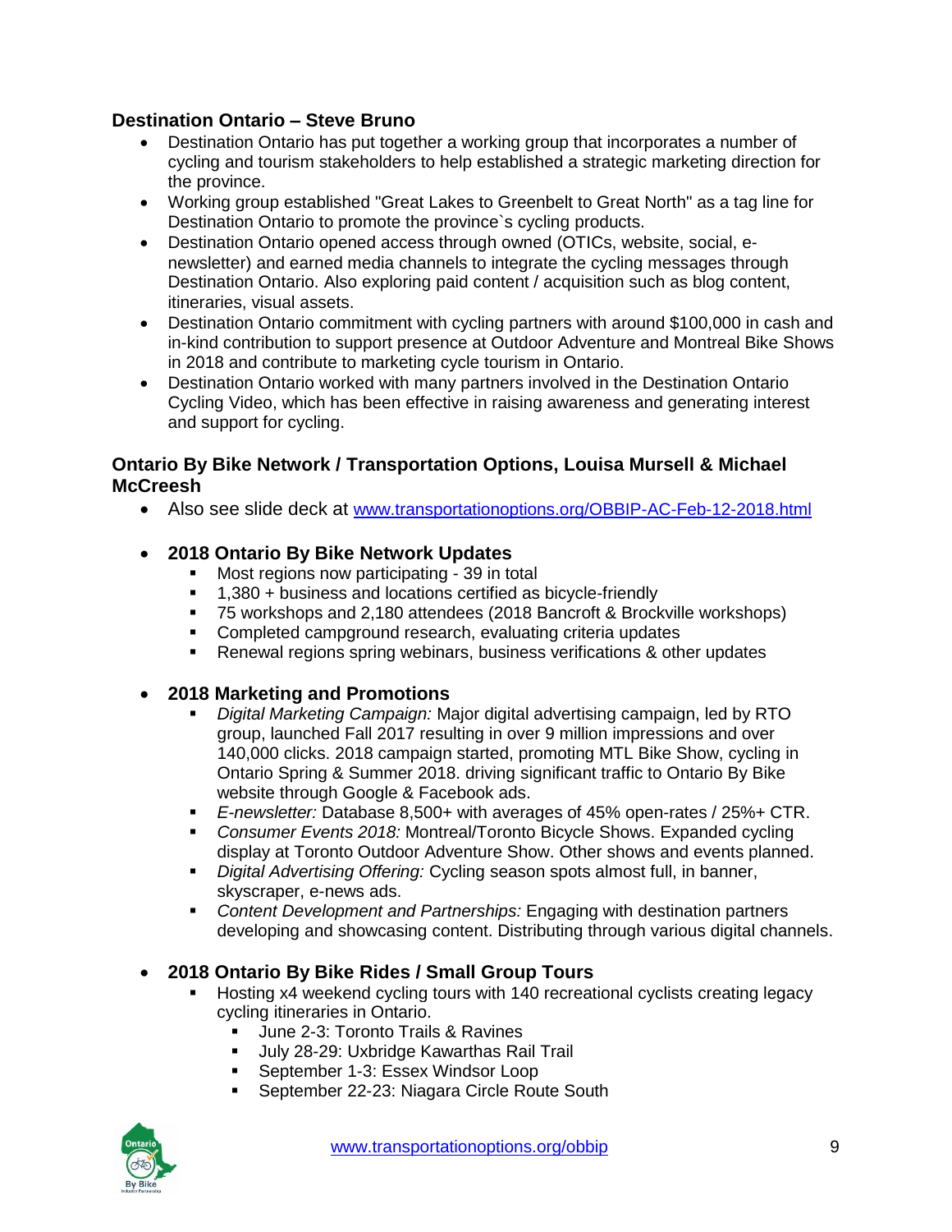### Destination Ontario – Steve Bruno

- Destination Ontario has put together a working group that incorporates a number of cycling and tourism stakeholders to help established a strategic marketing direction for the province.
- Working group established "Great Lakes to Greenbelt to Great North" as a tag line for Destination Ontario to promote the province`s cycling products.
- Destination Ontario opened access through owned (OTICs, website, social, e-newsletter) and earned media channels to integrate the cycling messages through Destination Ontario. Also exploring paid content / acquisition such as blog content, itineraries, visual assets.
- Destination Ontario commitment with cycling partners with around $100,000 in cash and in-kind contribution to support presence at Outdoor Adventure and Montreal Bike Shows in 2018 and contribute to marketing cycle tourism in Ontario.
- Destination Ontario worked with many partners involved in the Destination Ontario Cycling Video, which has been effective in raising awareness and generating interest and support for cycling.

### Ontario By Bike Network / Transportation Options, Louisa Mursell & Michael McCreesh

- Also see slide deck at [www.transportationoptions.org/OBBIP-AC-Feb-12-2018.html](http://www.transportationoptions.org/OBBIP-AC-Feb-12-2018.html)

- **2018 Ontario By Bike Network Updates**
  - Most regions now participating - 39 in total
  - 1,380 + business and locations certified as bicycle-friendly
  - 75 workshops and 2,180 attendees (2018 Bancroft & Brockville workshops)
  - Completed campground research, evaluating criteria updates
  - Renewal regions spring webinars, business verifications & other updates

- **2018 Marketing and Promotions**
  - *Digital Marketing Campaign:* Major digital advertising campaign, led by RTO group, launched Fall 2017 resulting in over 9 million impressions and over 140,000 clicks. 2018 campaign started, promoting MTL Bike Show, cycling in Ontario Spring & Summer 2018. driving significant traffic to Ontario By Bike website through Google & Facebook ads.
  - *E-newsletter:* Database 8,500+ with averages of 45% open-rates / 25%+ CTR.
  - *Consumer Events 2018:* Montreal/Toronto Bicycle Shows. Expanded cycling display at Toronto Outdoor Adventure Show. Other shows and events planned.
  - *Digital Advertising Offering:* Cycling season spots almost full, in banner, skyscraper, e-news ads.
  - *Content Development and Partnerships:* Engaging with destination partners developing and showcasing content. Distributing through various digital channels.

- **2018 Ontario By Bike Rides / Small Group Tours**
  - Hosting x4 weekend cycling tours with 140 recreational cyclists creating legacy cycling itineraries in Ontario.
    - June 2-3: Toronto Trails & Ravines
    - July 28-29: Uxbridge Kawarthas Rail Trail
    - September 1-3: Essex Windsor Loop
    - September 22-23: Niagara Circle Route South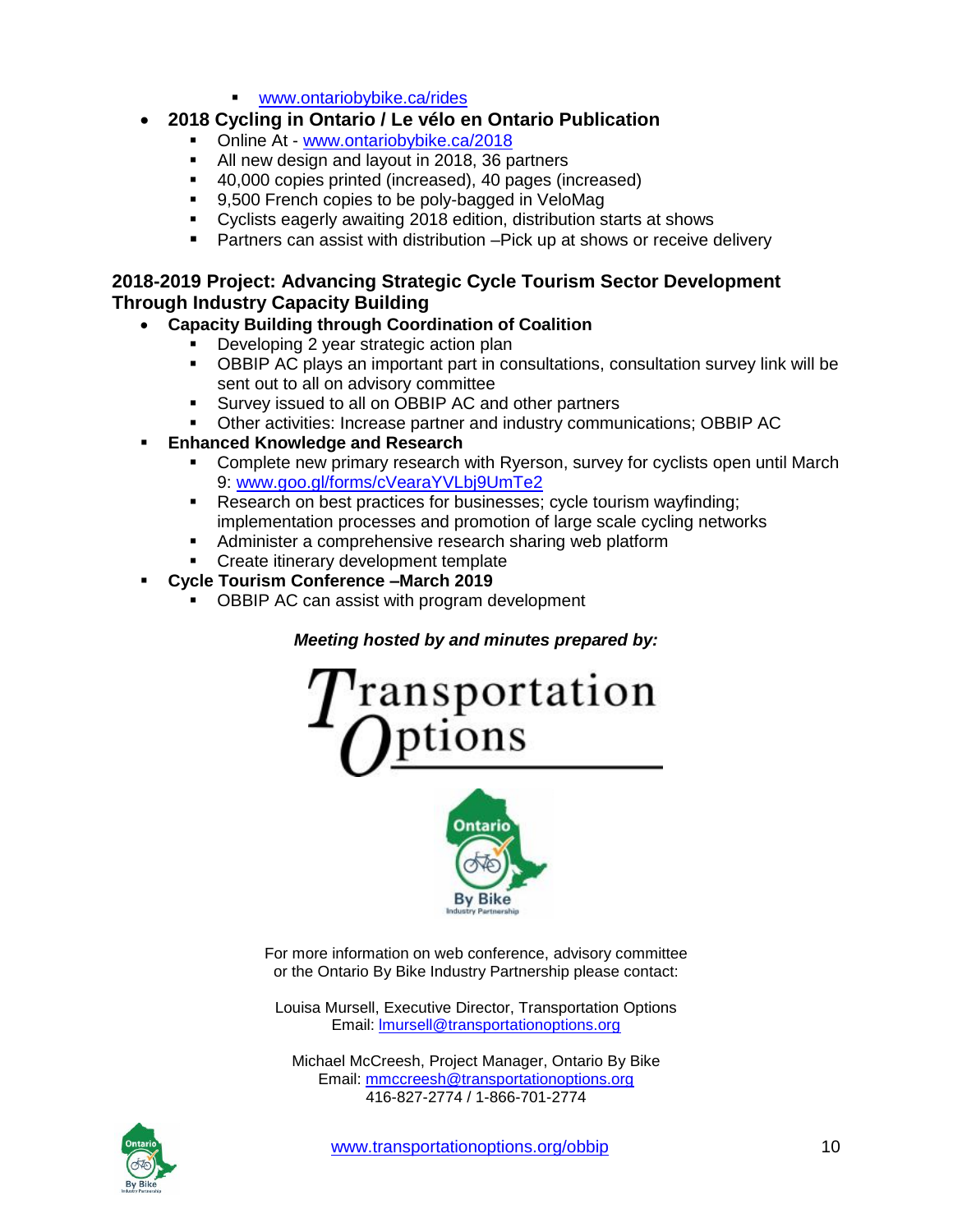- www.ontariobybike.ca/rides

- **2018 Cycling in Ontario / Le vélo en Ontario Publication**
    - Online At - www.ontariobybike.ca/2018
    - All new design and layout in 2018, 36 partners
    - 40,000 copies printed (increased), 40 pages (increased)
    - 9,500 French copies to be poly-bagged in VeloMag
    - Cyclists eagerly awaiting 2018 edition, distribution starts at shows
    - Partners can assist with distribution –Pick up at shows or receive delivery

**2018-2019 Project: Advancing Strategic Cycle Tourism Sector Development Through Industry Capacity Building**

- **Capacity Building through Coordination of Coalition**
    - Developing 2 year strategic action plan
    - OBBIP AC plays an important part in consultations, consultation survey link will be sent out to all on advisory committee
    - Survey issued to all on OBBIP AC and other partners
    - Other activities: Increase partner and industry communications; OBBIP AC
- **Enhanced Knowledge and Research**
    - Complete new primary research with Ryerson, survey for cyclists open until March 9: www.goo.gl/forms/cVearaYVLbj9UmTe2
    - Research on best practices for businesses; cycle tourism wayfinding; implementation processes and promotion of large scale cycling networks
    - Administer a comprehensive research sharing web platform
    - Create itinerary development template
- **Cycle Tourism Conference –March 2019**
    - OBBIP AC can assist with program development

***Meeting hosted by and minutes prepared by:***

Transportation Options

Ontario By Bike Industry Partnership

For more information on web conference, advisory committee or the Ontario By Bike Industry Partnership please contact:

Louisa Mursell, Executive Director, Transportation Options
Email: lmursell@transportationoptions.org

Michael McCreesh, Project Manager, Ontario By Bike
Email: mmccreesh@transportationoptions.org
416-827-2774 / 1-866-701-2774

www.transportationoptions.org/obbip